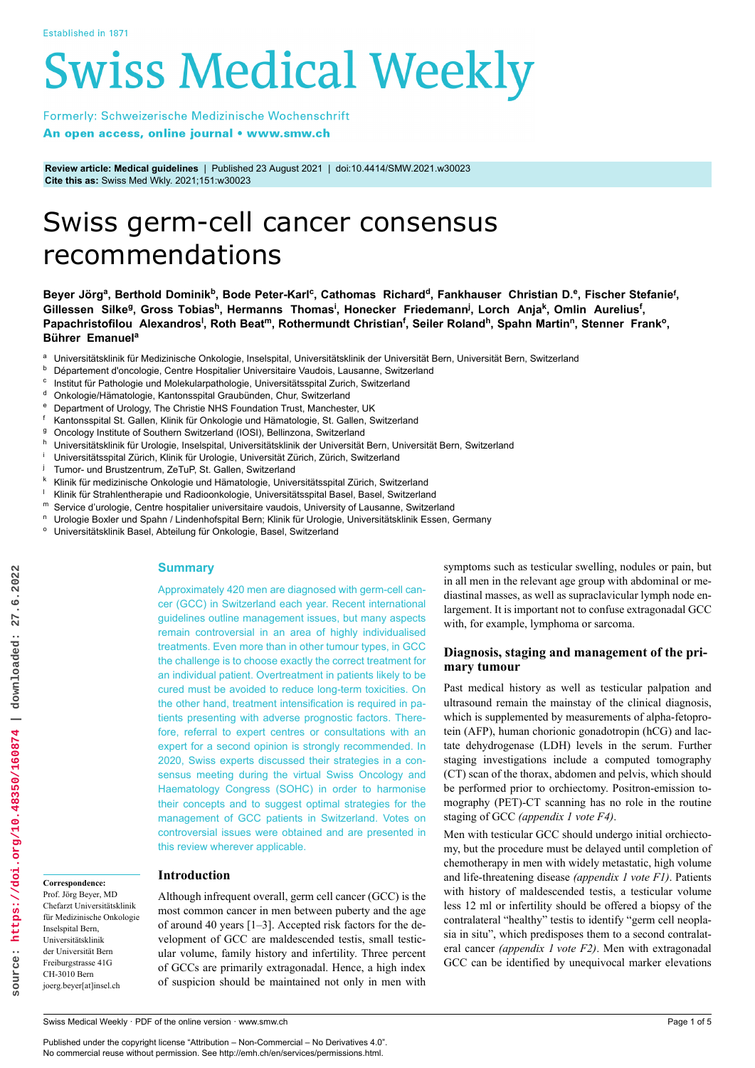Review article: Medical guidelines | Published 23 August 2021 | doi:10.4414/SMW.2021.w30023
Cite this as: Swiss Med Wkly. 2021;151:w30023

# Swiss germ-cell cancer consensus recommendations

**Beyer Jörg[a], Berthold Dominik[b], Bode Peter-Karl[c], Cathomas Richard[d], Fankhauser Christian D.[e], Fischer Stefanie[f], Gillessen Silke[g], Gross Tobias[h], Hermanns Thomas[i], Honecker Friedemann[j], Lorch Anja[k], Omlin Aurelius[f], Papachristofilou Alexandros[l], Roth Beat[m], Rothermundt Christian[f], Seiler Roland[h], Spahn Martin[n], Stenner Frank[o], Bührer Emanuel[a]**

[a] Universitätsklinik für Medizinische Onkologie, Inselspital, Universitätsklinik der Universität Bern, Universität Bern, Switzerland
[b] Département d'oncologie, Centre Hospitalier Universitaire Vaudois, Lausanne, Switzerland
[c] Institut für Pathologie und Molekularpathologie, Universitätsspital Zurich, Switzerland
[d] Onkologie/Hämatologie, Kantonsspital Graubünden, Chur, Switzerland
[e] Department of Urology, The Christie NHS Foundation Trust, Manchester, UK
[f] Kantonsspital St. Gallen, Klinik für Onkologie und Hämatologie, St. Gallen, Switzerland
[g] Oncology Institute of Southern Switzerland (IOSI), Bellinzona, Switzerland
[h] Universitätsklinik für Urologie, Inselspital, Universitätsklinik der Universität Bern, Universität Bern, Switzerland
[i] Universitätsspital Zürich, Klinik für Urologie, Universität Zürich, Zürich, Switzerland
[j] Tumor- und Brustzentrum, ZeTuP, St. Gallen, Switzerland
[k] Klinik für medizinische Onkologie und Hämatologie, Universitätsspital Zürich, Switzerland
[l] Klinik für Strahlentherapie und Radioonkologie, Universitätsspital Basel, Basel, Switzerland
[m] Service d'urologie, Centre hospitalier universitaire vaudois, University of Lausanne, Switzerland
[n] Urologie Boxler und Spahn / Lindenhofspital Bern; Klinik für Urologie, Universitätsklinik Essen, Germany
[o] Universitätsklinik Basel, Abteilung für Onkologie, Basel, Switzerland

## Summary

Approximately 420 men are diagnosed with germ-cell cancer (GCC) in Switzerland each year. Recent international guidelines outline management issues, but many aspects remain controversial in an area of highly individualised treatments. Even more than in other tumour types, in GCC the challenge is to choose exactly the correct treatment for an individual patient. Overtreatment in patients likely to be cured must be avoided to reduce long-term toxicities. On the other hand, treatment intensification is required in patients presenting with adverse prognostic factors. Therefore, referral to expert centres or consultations with an expert for a second opinion is strongly recommended. In 2020, Swiss experts discussed their strategies in a consensus meeting during the virtual Swiss Oncology and Haematology Congress (SOHC) in order to harmonise their concepts and to suggest optimal strategies for the management of GCC patients in Switzerland. Votes on controversial issues were obtained and are presented in this review wherever applicable.

**Correspondence:**
Prof. Jörg Beyer, MD
Chefarzt Universitätsklinik für Medizinische Onkologie
Inselspital Bern, Universitätsklinik der Universität Bern
Freiburgstrasse 41G
CH-3010 Bern
joerg.beyer[at]insel.ch

## Introduction

Although infrequent overall, germ cell cancer (GCC) is the most common cancer in men between puberty and the age of around 40 years [1–3]. Accepted risk factors for the development of GCC are maldescended testis, small testicular volume, family history and infertility. Three percent of GCCs are primarily extragonadal. Hence, a high index of suspicion should be maintained not only in men with symptoms such as testicular swelling, nodules or pain, but in all men in the relevant age group with abdominal or mediastinal masses, as well as supraclavicular lymph node enlargement. It is important not to confuse extragonadal GCC with, for example, lymphoma or sarcoma.

## Diagnosis, staging and management of the primary tumour

Past medical history as well as testicular palpation and ultrasound remain the mainstay of the clinical diagnosis, which is supplemented by measurements of alpha-fetoprotein (AFP), human chorionic gonadotropin (hCG) and lactate dehydrogenase (LDH) levels in the serum. Further staging investigations include a computed tomography (CT) scan of the thorax, abdomen and pelvis, which should be performed prior to orchiectomy. Positron-emission tomography (PET)-CT scanning has no role in the routine staging of GCC *(appendix 1 vote F4)*.

Men with testicular GCC should undergo initial orchiectomy, but the procedure must be delayed until completion of chemotherapy in men with widely metastatic, high volume and life-threatening disease *(appendix 1 vote F1)*. Patients with history of maldescended testis, a testicular volume less 12 ml or infertility should be offered a biopsy of the contralateral "healthy" testis to identify "germ cell neoplasia in situ", which predisposes them to a second contralateral cancer *(appendix 1 vote F2)*. Men with extragonadal GCC can be identified by unequivocal marker elevations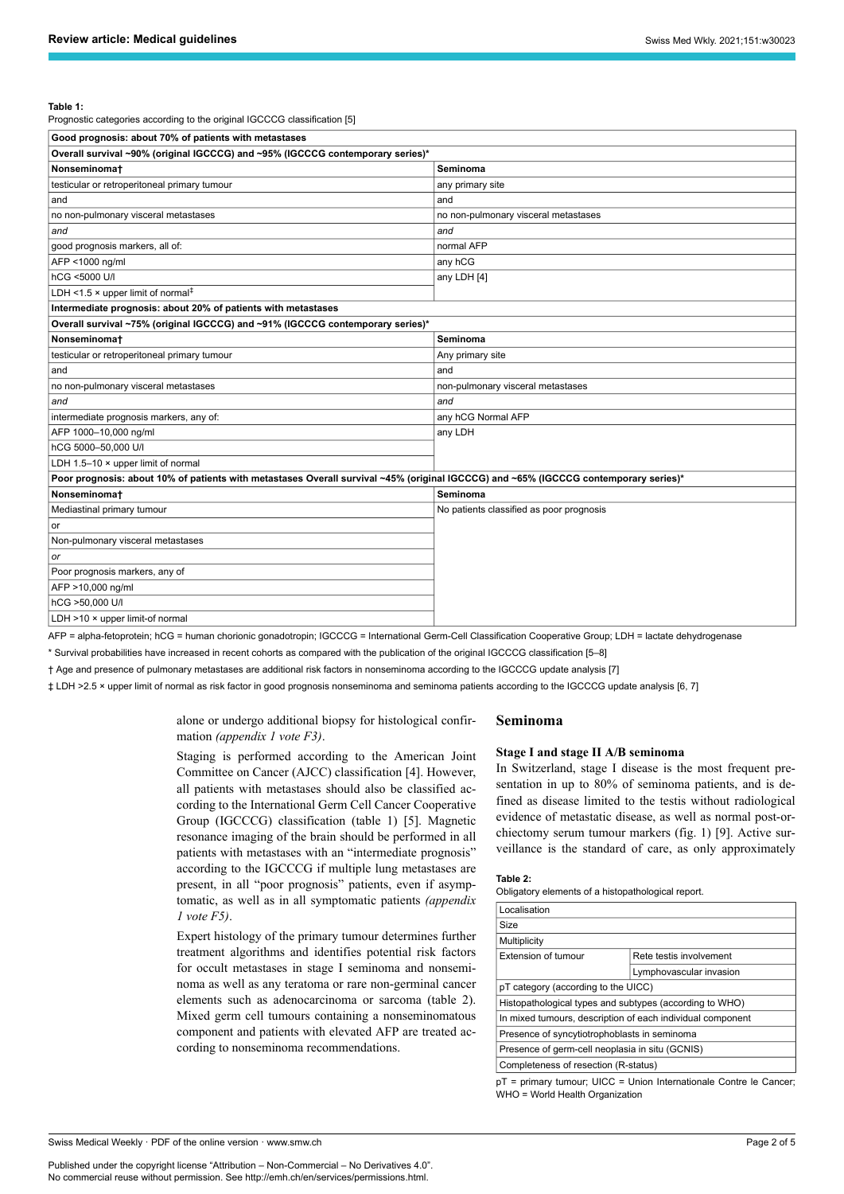**Table 1:**
Prognostic categories according to the original IGCCCG classification [5]

| Good prognosis: about 70% of patients with metastases | |
|---|---|
| **Overall survival ~90% (original IGCCCG) and ~95% (IGCCCG contemporary series)*** | |
| **Nonseminoma†** | **Seminoma** |
| testicular or retroperitoneal primary tumour | any primary site |
| and | and |
| no non-pulmonary visceral metastases | no non-pulmonary visceral metastases |
| *and* | *and* |
| good prognosis markers, all of: | normal AFP |
| AFP <1000 ng/ml | any hCG |
| hCG <5000 U/l | any LDH [4] |
| LDH <1.5 × upper limit of normal‡ | |
| **Intermediate prognosis: about 20% of patients with metastases** | |
| **Overall survival ~75% (original IGCCCG) and ~91% (IGCCCG contemporary series)*** | |
| **Nonseminoma†** | **Seminoma** |
| testicular or retroperitoneal primary tumour | Any primary site |
| and | and |
| no non-pulmonary visceral metastases | non-pulmonary visceral metastases |
| *and* | *and* |
| intermediate prognosis markers, any of: | any hCG Normal AFP |
| AFP 1000–10,000 ng/ml | any LDH |
| hCG 5000–50,000 U/l | |
| LDH 1.5–10 × upper limit of normal | |
| **Poor prognosis: about 10% of patients with metastases Overall survival ~45% (original IGCCCG) and ~65% (IGCCCG contemporary series)*** | |
| **Nonseminoma†** | **Seminoma** |
| Mediastinal primary tumour | No patients classified as poor prognosis |
| or | |
| Non-pulmonary visceral metastases | |
| *or* | |
| Poor prognosis markers, any of | |
| AFP >10,000 ng/ml | |
| hCG >50,000 U/l | |
| LDH >10 × upper limit-of normal | |

AFP = alpha-fetoprotein; hCG = human chorionic gonadotropin; IGCCCG = International Germ-Cell Classification Cooperative Group; LDH = lactate dehydrogenase

\* Survival probabilities have increased in recent cohorts as compared with the publication of the original IGCCCG classification [5–8]

† Age and presence of pulmonary metastases are additional risk factors in nonseminoma according to the IGCCCG update analysis [7]

‡ LDH >2.5 × upper limit of normal as risk factor in good prognosis nonseminoma and seminoma patients according to the IGCCCG update analysis [6, 7]

alone or undergo additional biopsy for histological confirmation *(appendix 1 vote F3)*.

Staging is performed according to the American Joint Committee on Cancer (AJCC) classification [4]. However, all patients with metastases should also be classified according to the International Germ Cell Cancer Cooperative Group (IGCCCG) classification (table 1) [5]. Magnetic resonance imaging of the brain should be performed in all patients with metastases with an "intermediate prognosis" according to the IGCCCG if multiple lung metastases are present, in all "poor prognosis" patients, even if asymptomatic, as well as in all symptomatic patients *(appendix 1 vote F5)*.

Expert histology of the primary tumour determines further treatment algorithms and identifies potential risk factors for occult metastases in stage I seminoma and nonseminoma as well as any teratoma or rare non-germinal cancer elements such as adenocarcinoma or sarcoma (table 2). Mixed germ cell tumours containing a nonseminomatous component and patients with elevated AFP are treated according to nonseminoma recommendations.

## Seminoma

### Stage I and stage II A/B seminoma

In Switzerland, stage I disease is the most frequent presentation in up to 80% of seminoma patients, and is defined as disease limited to the testis without radiological evidence of metastatic disease, as well as normal post-orchiectomy serum tumour markers (fig. 1) [9]. Active surveillance is the standard of care, as only approximately

**Table 2:**
Obligatory elements of a histopathological report.

| Localisation | |
|---|---|
| Size | |
| Multiplicity | |
| Extension of tumour | Rete testis involvement |
| | Lymphovascular invasion |
| pT category (according to the UICC) | |
| Histopathological types and subtypes (according to WHO) | |
| In mixed tumours, description of each individual component | |
| Presence of syncytiotrophoblasts in seminoma | |
| Presence of germ-cell neoplasia in situ (GCNIS) | |
| Completeness of resection (R-status) | |

pT = primary tumour; UICC = Union Internationale Contre le Cancer; WHO = World Health Organization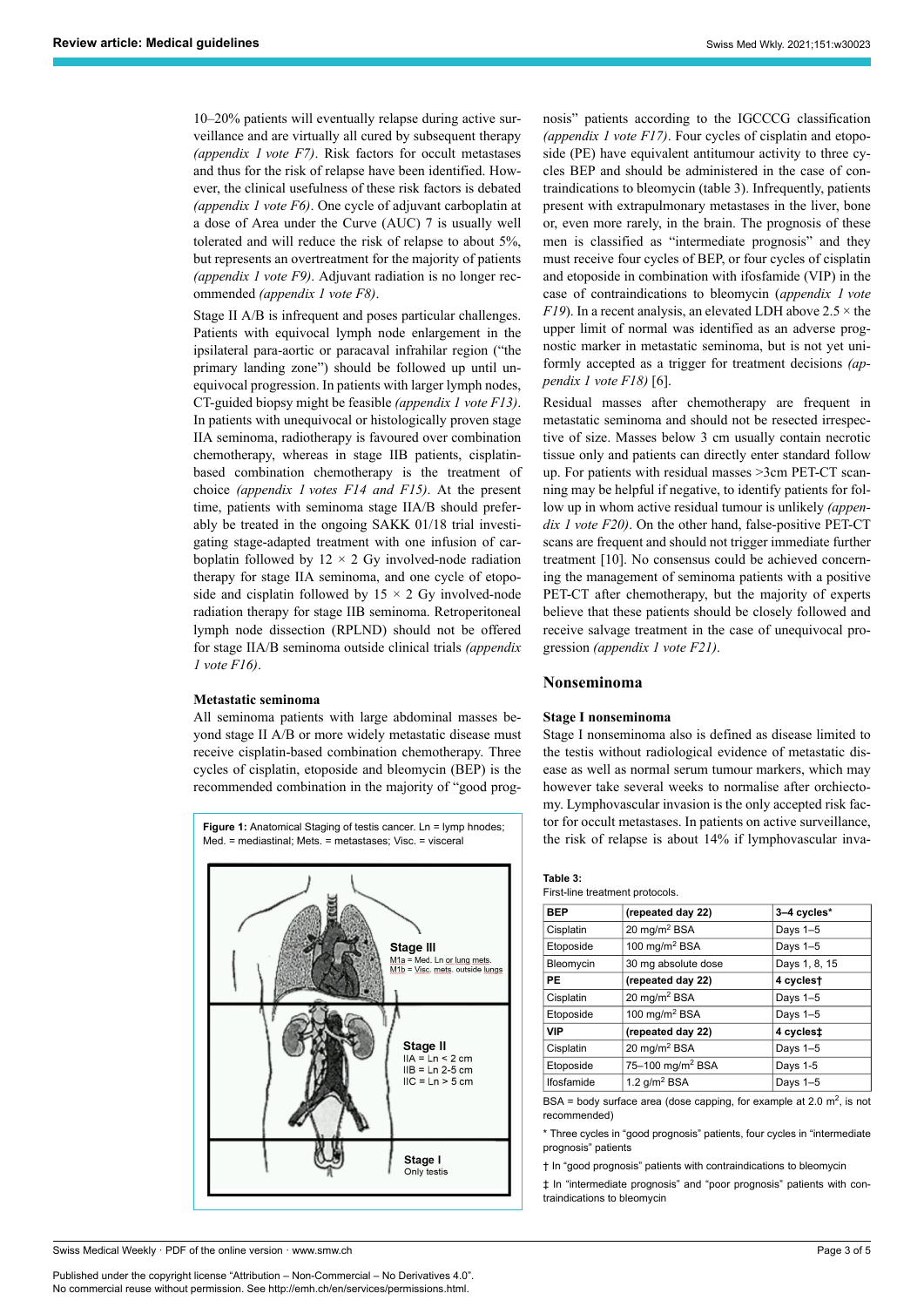10–20% patients will eventually relapse during active surveillance and are virtually all cured by subsequent therapy *(appendix 1 vote F7)*. Risk factors for occult metastases and thus for the risk of relapse have been identified. However, the clinical usefulness of these risk factors is debated *(appendix 1 vote F6)*. One cycle of adjuvant carboplatin at a dose of Area under the Curve (AUC) 7 is usually well tolerated and will reduce the risk of relapse to about 5%, but represents an overtreatment for the majority of patients *(appendix 1 vote F9)*. Adjuvant radiation is no longer recommended *(appendix 1 vote F8)*.

Stage II A/B is infrequent and poses particular challenges. Patients with equivocal lymph node enlargement in the ipsilateral para-aortic or paracaval infrahilar region ("the primary landing zone") should be followed up until unequivocal progression. In patients with larger lymph nodes, CT-guided biopsy might be feasible *(appendix 1 vote F13)*. In patients with unequivocal or histologically proven stage IIA seminoma, radiotherapy is favoured over combination chemotherapy, whereas in stage IIB patients, cisplatin-based combination chemotherapy is the treatment of choice *(appendix 1 votes F14 and F15)*. At the present time, patients with seminoma stage IIA/B should preferably be treated in the ongoing SAKK 01/18 trial investigating stage-adapted treatment with one infusion of carboplatin followed by $12 \times 2$ Gy involved-node radiation therapy for stage IIA seminoma, and one cycle of etoposide and cisplatin followed by $15 \times 2$ Gy involved-node radiation therapy for stage IIB seminoma. Retroperitoneal lymph node dissection (RPLND) should not be offered for stage IIA/B seminoma outside clinical trials *(appendix 1 vote F16)*.

#### Metastatic seminoma

All seminoma patients with large abdominal masses beyond stage II A/B or more widely metastatic disease must receive cisplatin-based combination chemotherapy. Three cycles of cisplatin, etoposide and bleomycin (BEP) is the recommended combination in the majority of "good prognosis" patients according to the IGCCCG classification *(appendix 1 vote F17)*. Four cycles of cisplatin and etoposide (PE) have equivalent antitumour activity to three cycles BEP and should be administered in the case of contraindications to bleomycin (table 3). Infrequently, patients present with extrapulmonary metastases in the liver, bone or, even more rarely, in the brain. The prognosis of these men is classified as "intermediate prognosis" and they must receive four cycles of BEP, or four cycles of cisplatin and etoposide in combination with ifosfamide (VIP) in the case of contraindications to bleomycin (*appendix 1 vote F19*). In a recent analysis, an elevated LDH above $2.5 \times$ the upper limit of normal was identified as an adverse prognostic marker in metastatic seminoma, but is not yet uniformly accepted as a trigger for treatment decisions *(appendix 1 vote F18)* [6].

Residual masses after chemotherapy are frequent in metastatic seminoma and should not be resected irrespective of size. Masses below 3 cm usually contain necrotic tissue only and patients can directly enter standard follow up. For patients with residual masses >3cm PET-CT scanning may be helpful if negative, to identify patients for follow up in whom active residual tumour is unlikely *(appendix 1 vote F20)*. On the other hand, false-positive PET-CT scans are frequent and should not trigger immediate further treatment [10]. No consensus could be achieved concerning the management of seminoma patients with a positive PET-CT after chemotherapy, but the majority of experts believe that these patients should be closely followed and receive salvage treatment in the case of unequivocal progression *(appendix 1 vote F21)*.

**Figure 1:** Anatomical Staging of testis cancer. Ln = lymp hnodes; Med. = mediastinal; Mets. = metastases; Visc. = visceral

Stage III
M1a = Med. Ln or lung mets.
M1b = Visc. mets. outside lungs

Stage II
IIA = Ln < 2 cm
IIB = Ln 2-5 cm
IIC = Ln > 5 cm

Stage I
Only testis

## Nonseminoma

#### Stage I nonseminoma

Stage I nonseminoma also is defined as disease limited to the testis without radiological evidence of metastatic disease as well as normal serum tumour markers, which may however take several weeks to normalise after orchiectomy. Lymphovascular invasion is the only accepted risk factor for occult metastases. In patients on active surveillance, the risk of relapse is about 14% if lymphovascular inva-

**Table 3:**
First-line treatment protocols.

| **BEP** | **(repeated day 22)** | **3–4 cycles*** |
|---|---|---|
| Cisplatin | 20 mg/m$^2$ BSA | Days 1–5 |
| Etoposide | 100 mg/m$^2$ BSA | Days 1–5 |
| Bleomycin | 30 mg absolute dose | Days 1, 8, 15 |
| **PE** | **(repeated day 22)** | **4 cycles†** |
| Cisplatin | 20 mg/m$^2$ BSA | Days 1–5 |
| Etoposide | 100 mg/m$^2$ BSA | Days 1–5 |
| **VIP** | **(repeated day 22)** | **4 cycles‡** |
| Cisplatin | 20 mg/m$^2$ BSA | Days 1–5 |
| Etoposide | 75–100 mg/m$^2$ BSA | Days 1-5 |
| Ifosfamide | 1.2 g/m$^2$ BSA | Days 1–5 |

BSA = body surface area (dose capping, for example at 2.0 m$^2$, is not recommended)

* Three cycles in "good prognosis" patients, four cycles in "intermediate prognosis" patients

† In "good prognosis" patients with contraindications to bleomycin

‡ In "intermediate prognosis" and "poor prognosis" patients with contraindications to bleomycin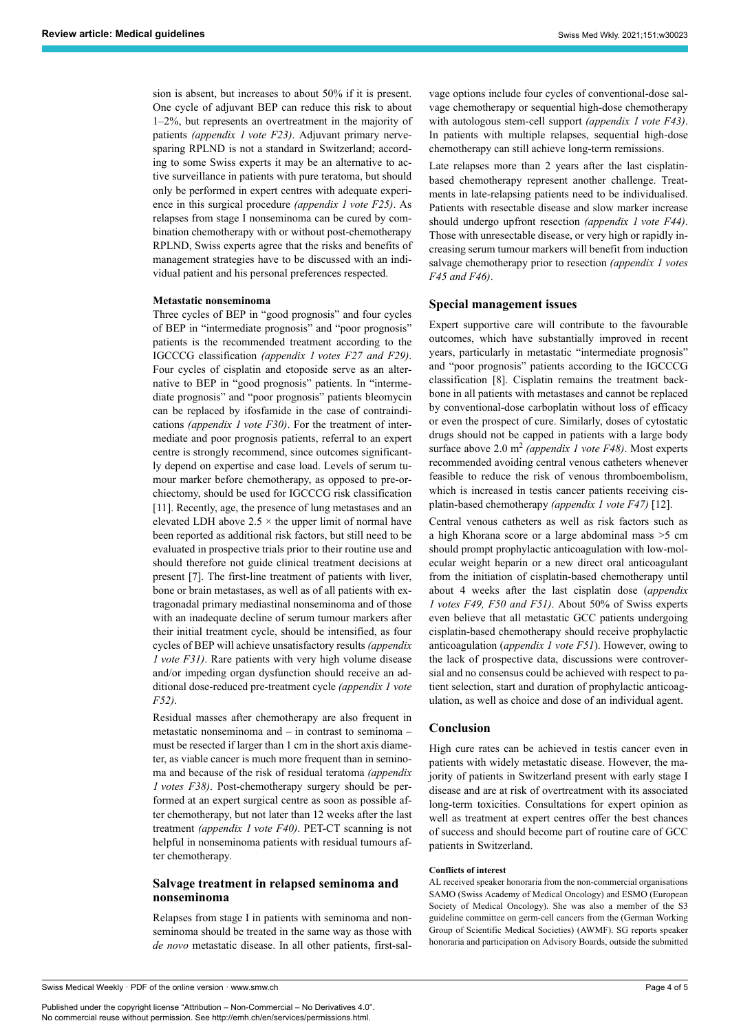sion is absent, but increases to about 50% if it is present. One cycle of adjuvant BEP can reduce this risk to about 1–2%, but represents an overtreatment in the majority of patients *(appendix 1 vote F23)*. Adjuvant primary nerve-sparing RPLND is not a standard in Switzerland; according to some Swiss experts it may be an alternative to active surveillance in patients with pure teratoma, but should only be performed in expert centres with adequate experience in this surgical procedure *(appendix 1 vote F25)*. As relapses from stage I nonseminoma can be cured by combination chemotherapy with or without post-chemotherapy RPLND, Swiss experts agree that the risks and benefits of management strategies have to be discussed with an individual patient and his personal preferences respected.

#### Metastatic nonseminoma

Three cycles of BEP in "good prognosis" and four cycles of BEP in "intermediate prognosis" and "poor prognosis" patients is the recommended treatment according to the IGCCCG classification *(appendix 1 votes F27 and F29)*. Four cycles of cisplatin and etoposide serve as an alternative to BEP in "good prognosis" patients. In "intermediate prognosis" and "poor prognosis" patients bleomycin can be replaced by ifosfamide in the case of contraindications *(appendix 1 vote F30)*. For the treatment of intermediate and poor prognosis patients, referral to an expert centre is strongly recommend, since outcomes significantly depend on expertise and case load. Levels of serum tumour marker before chemotherapy, as opposed to pre-orchiectomy, should be used for IGCCCG risk classification [11]. Recently, age, the presence of lung metastases and an elevated LDH above $2.5 \times$ the upper limit of normal have been reported as additional risk factors, but still need to be evaluated in prospective trials prior to their routine use and should therefore not guide clinical treatment decisions at present [7]. The first-line treatment of patients with liver, bone or brain metastases, as well as of all patients with extragonadal primary mediastinal nonseminoma and of those with an inadequate decline of serum tumour markers after their initial treatment cycle, should be intensified, as four cycles of BEP will achieve unsatisfactory results *(appendix 1 vote F31)*. Rare patients with very high volume disease and/or impeding organ dysfunction should receive an additional dose-reduced pre-treatment cycle *(appendix 1 vote F52)*.

Residual masses after chemotherapy are also frequent in metastatic nonseminoma and – in contrast to seminoma – must be resected if larger than 1 cm in the short axis diameter, as viable cancer is much more frequent than in seminoma and because of the risk of residual teratoma *(appendix 1 votes F38)*. Post-chemotherapy surgery should be performed at an expert surgical centre as soon as possible after chemotherapy, but not later than 12 weeks after the last treatment *(appendix 1 vote F40)*. PET-CT scanning is not helpful in nonseminoma patients with residual tumours after chemotherapy.

### Salvage treatment in relapsed seminoma and nonseminoma

Relapses from stage I in patients with seminoma and nonseminoma should be treated in the same way as those with *de novo* metastatic disease. In all other patients, first-salvage options include four cycles of conventional-dose salvage chemotherapy or sequential high-dose chemotherapy with autologous stem-cell support *(appendix 1 vote F43)*. In patients with multiple relapses, sequential high-dose chemotherapy can still achieve long-term remissions.

Late relapses more than 2 years after the last cisplatin-based chemotherapy represent another challenge. Treatments in late-relapsing patients need to be individualised. Patients with resectable disease and slow marker increase should undergo upfront resection *(appendix 1 vote F44)*. Those with unresectable disease, or very high or rapidly increasing serum tumour markers will benefit from induction salvage chemotherapy prior to resection *(appendix 1 votes F45 and F46)*.

### Special management issues

Expert supportive care will contribute to the favourable outcomes, which have substantially improved in recent years, particularly in metastatic "intermediate prognosis" and "poor prognosis" patients according to the IGCCCG classification [8]. Cisplatin remains the treatment backbone in all patients with metastases and cannot be replaced by conventional-dose carboplatin without loss of efficacy or even the prospect of cure. Similarly, doses of cytostatic drugs should not be capped in patients with a large body surface above 2.0 $m^2$ *(appendix 1 vote F48)*. Most experts recommended avoiding central venous catheters whenever feasible to reduce the risk of venous thromboembolism, which is increased in testis cancer patients receiving cisplatin-based chemotherapy *(appendix 1 vote F47)* [12].

Central venous catheters as well as risk factors such as a high Khorana score or a large abdominal mass >5 cm should prompt prophylactic anticoagulation with low-molecular weight heparin or a new direct oral anticoagulant from the initiation of cisplatin-based chemotherapy until about 4 weeks after the last cisplatin dose (*appendix 1 votes F49, F50 and F51)*. About 50% of Swiss experts even believe that all metastatic GCC patients undergoing cisplatin-based chemotherapy should receive prophylactic anticoagulation (*appendix 1 vote F51*). However, owing to the lack of prospective data, discussions were controversial and no consensus could be achieved with respect to patient selection, start and duration of prophylactic anticoagulation, as well as choice and dose of an individual agent.

### Conclusion

High cure rates can be achieved in testis cancer even in patients with widely metastatic disease. However, the majority of patients in Switzerland present with early stage I disease and are at risk of overtreatment with its associated long-term toxicities. Consultations for expert opinion as well as treatment at expert centres offer the best chances of success and should become part of routine care of GCC patients in Switzerland.

#### Conflicts of interest

AL received speaker honoraria from the non-commercial organisations SAMO (Swiss Academy of Medical Oncology) and ESMO (European Society of Medical Oncology). She was also a member of the S3 guideline committee on germ-cell cancers from the (German Working Group of Scientific Medical Societies) (AWMF). SG reports speaker honoraria and participation on Advisory Boards, outside the submitted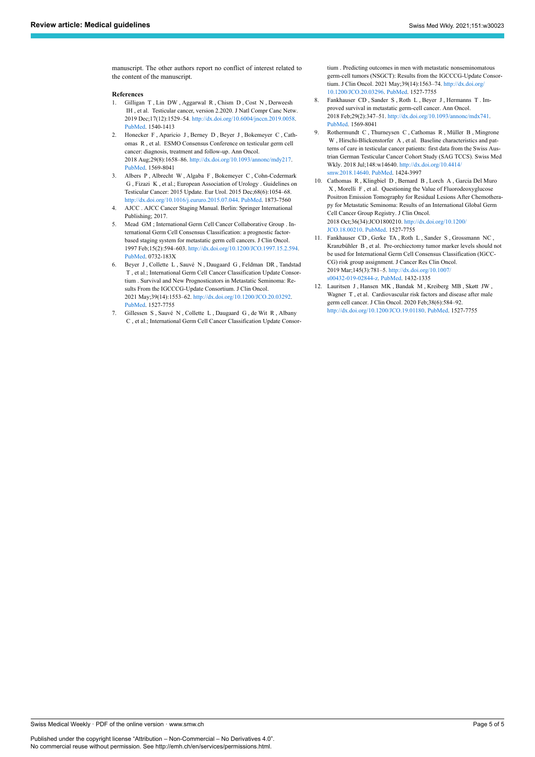manuscript. The other authors report no conflict of interest related to the content of the manuscript.

**References**

1. Gilligan T , Lin DW , Aggarwal R , Chism D , Cost N , Derweesh IH , et al. Testicular cancer, version 2.2020. J Natl Compr Canc Netw. 2019 Dec;17(12):1529–54. http://dx.doi.org/10.6004/jnccn.2019.0058. PubMed. 1540-1413
2. Honecker F , Aparicio J , Berney D , Beyer J , Bokemeyer C , Cathomas R , et al. ESMO Consensus Conference on testicular germ cell cancer: diagnosis, treatment and follow-up. Ann Oncol. 2018 Aug;29(8):1658–86. http://dx.doi.org/10.1093/annonc/mdy217. PubMed. 1569-8041
3. Albers P , Albrecht W , Algaba F , Bokemeyer C , Cohn-Cedermark G , Fizazi K , et al.; European Association of Urology . Guidelines on Testicular Cancer: 2015 Update. Eur Urol. 2015 Dec;68(6):1054–68. http://dx.doi.org/10.1016/j.eururo.2015.07.044. PubMed. 1873-7560
4. AJCC . AJCC Cancer Staging Manual. Berlin: Springer International Publishing; 2017.
5. Mead GM ; International Germ Cell Cancer Collaborative Group . International Germ Cell Consensus Classification: a prognostic factor-based staging system for metastatic germ cell cancers. J Clin Oncol. 1997 Feb;15(2):594–603. http://dx.doi.org/10.1200/JCO.1997.15.2.594. PubMed. 0732-183X
6. Beyer J , Collette L , Sauvé N , Daugaard G , Feldman DR , Tandstad T , et al.; International Germ Cell Cancer Classification Update Consortium . Survival and New Prognosticators in Metastatic Seminoma: Results From the IGCCCG-Update Consortium. J Clin Oncol. 2021 May;39(14):1553–62. http://dx.doi.org/10.1200/JCO.20.03292. PubMed. 1527-7755
7. Gillessen S , Sauvé N , Collette L , Daugaard G , de Wit R , Albany C , et al.; International Germ Cell Cancer Classification Update Consortium . Predicting outcomes in men with metastatic nonseminomatous germ-cell tumors (NSGCT): Results from the IGCCCG-Update Consortium. J Clin Oncol. 2021 May;39(14):1563–74. http://dx.doi.org/10.1200/JCO.20.03296. PubMed. 1527-7755
8. Fankhauser CD , Sander S , Roth L , Beyer J , Hermanns T . Improved survival in metastatic germ-cell cancer. Ann Oncol. 2018 Feb;29(2):347–51. http://dx.doi.org/10.1093/annonc/mdx741. PubMed. 1569-8041
9. Rothermundt C , Thurneysen C , Cathomas R , Müller B , Mingrone W , Hirschi-Blickenstorfer A , et al. Baseline characteristics and patterns of care in testicular cancer patients: first data from the Swiss Austrian German Testicular Cancer Cohort Study (SAG TCCS). Swiss Med Wkly. 2018 Jul;148:w14640. http://dx.doi.org/10.4414/smw.2018.14640. PubMed. 1424-3997
10. Cathomas R , Klingbiel D , Bernard B , Lorch A , Garcia Del Muro X , Morelli F , et al. Questioning the Value of Fluorodeoxyglucose Positron Emission Tomography for Residual Lesions After Chemotherapy for Metastatic Seminoma: Results of an International Global Germ Cell Cancer Group Registry. J Clin Oncol. 2018 Oct;36(34):JCO1800210. http://dx.doi.org/10.1200/JCO.18.00210. PubMed. 1527-7755
11. Fankhauser CD , Gerke TA , Roth L , Sander S , Grossmann NC , Kranzbühler B , et al. Pre-orchiectomy tumor marker levels should not be used for International Germ Cell Consensus Classification (IGCCCG) risk group assignment. J Cancer Res Clin Oncol. 2019 Mar;145(3):781–5. http://dx.doi.org/10.1007/s00432-019-02844-z. PubMed. 1432-1335
12. Lauritsen J , Hansen MK , Bandak M , Kreiberg MB , Skøtt JW , Wagner T , et al. Cardiovascular risk factors and disease after male germ cell cancer. J Clin Oncol. 2020 Feb;38(6):584–92. http://dx.doi.org/10.1200/JCO.19.01180. PubMed. 1527-7755